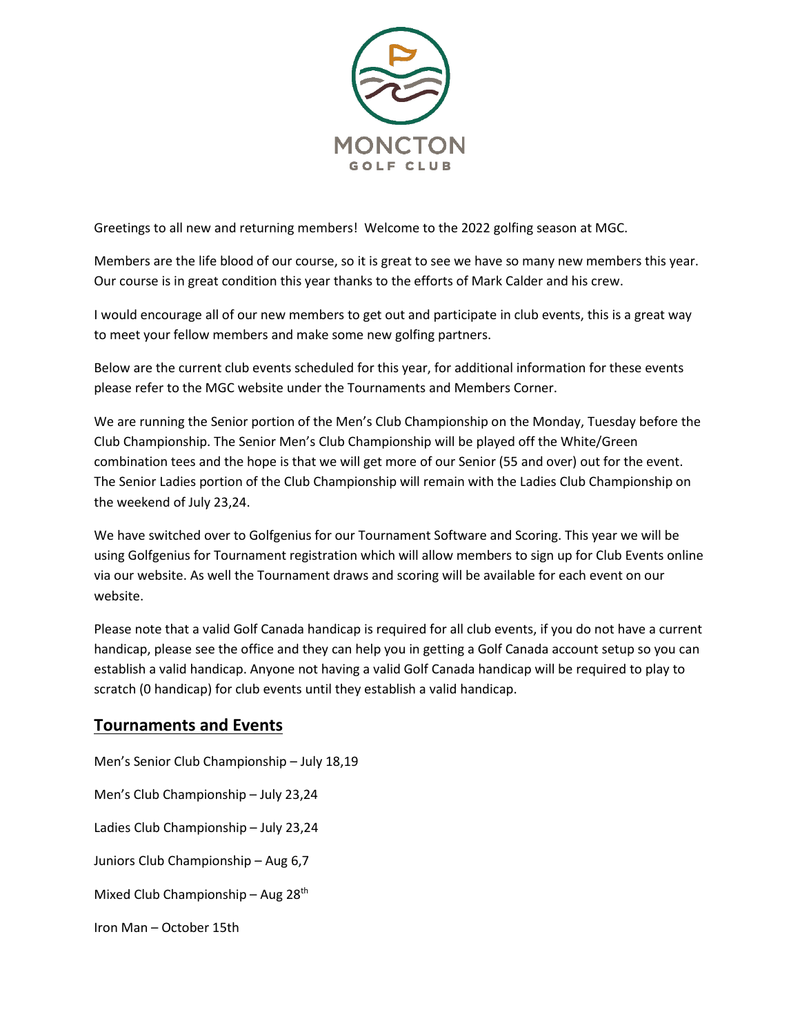MONCTON
GOLF CLUB

Greetings to all new and returning members! Welcome to the 2022 golfing season at MGC.

Members are the life blood of our course, so it is great to see we have so many new members this year. Our course is in great condition this year thanks to the efforts of Mark Calder and his crew.

I would encourage all of our new members to get out and participate in club events, this is a great way to meet your fellow members and make some new golfing partners.

Below are the current club events scheduled for this year, for additional information for these events please refer to the MGC website under the Tournaments and Members Corner.

We are running the Senior portion of the Men's Club Championship on the Monday, Tuesday before the Club Championship. The Senior Men's Club Championship will be played off the White/Green combination tees and the hope is that we will get more of our Senior (55 and over) out for the event. The Senior Ladies portion of the Club Championship will remain with the Ladies Club Championship on the weekend of July 23,24.

We have switched over to Golfgenius for our Tournament Software and Scoring. This year we will be using Golfgenius for Tournament registration which will allow members to sign up for Club Events online via our website. As well the Tournament draws and scoring will be available for each event on our website.

Please note that a valid Golf Canada handicap is required for all club events, if you do not have a current handicap, please see the office and they can help you in getting a Golf Canada account setup so you can establish a valid handicap. Anyone not having a valid Golf Canada handicap will be required to play to scratch (0 handicap) for club events until they establish a valid handicap.

## Tournaments and Events

Men's Senior Club Championship – July 18,19

Men's Club Championship – July 23,24

Ladies Club Championship – July 23,24

Juniors Club Championship – Aug 6,7

Mixed Club Championship – Aug 28th

Iron Man – October 15th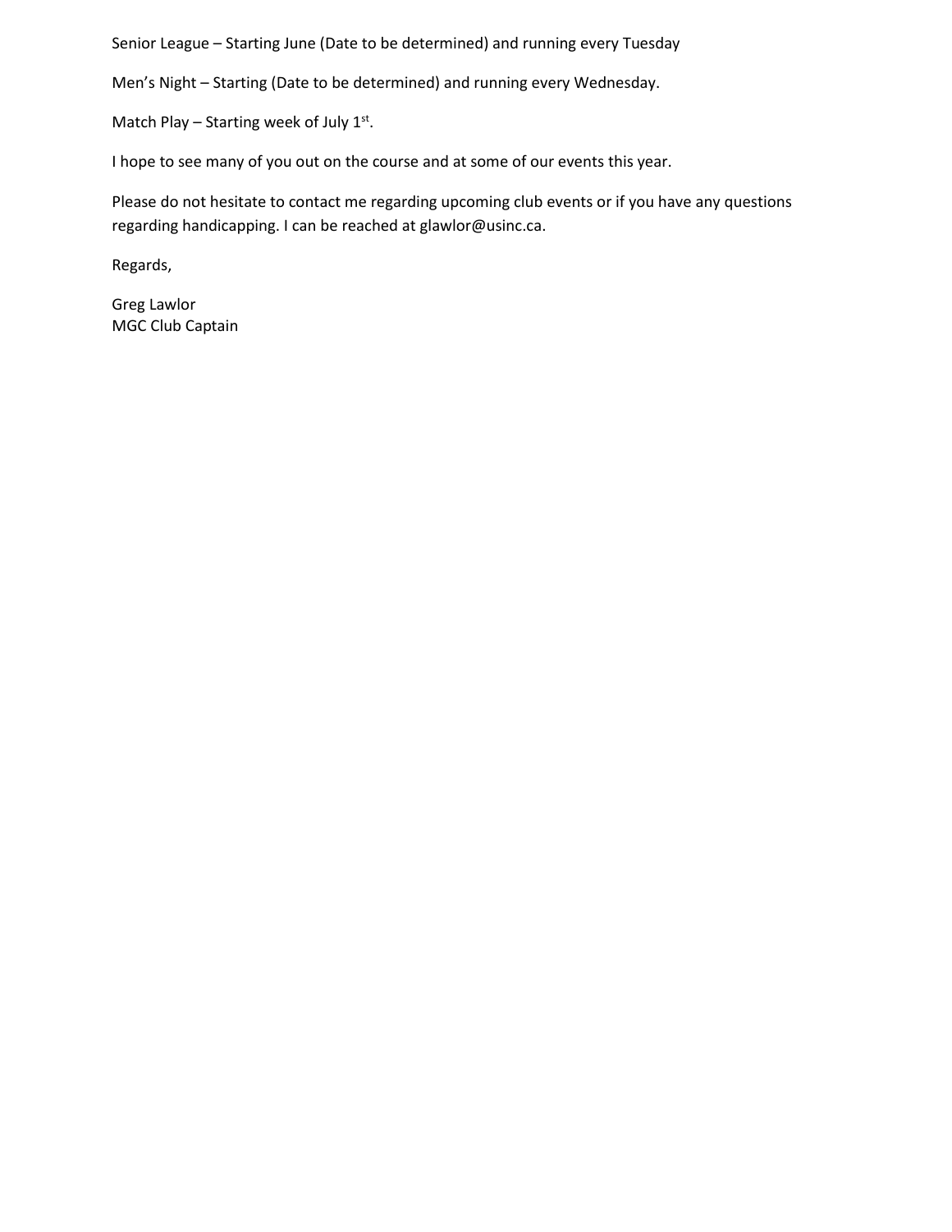Senior League – Starting June (Date to be determined) and running every Tuesday

Men's Night – Starting (Date to be determined) and running every Wednesday.

Match Play – Starting week of July 1st.

I hope to see many of you out on the course and at some of our events this year.

Please do not hesitate to contact me regarding upcoming club events or if you have any questions regarding handicapping. I can be reached at glawlor@usinc.ca.

Regards,

Greg Lawlor
MGC Club Captain